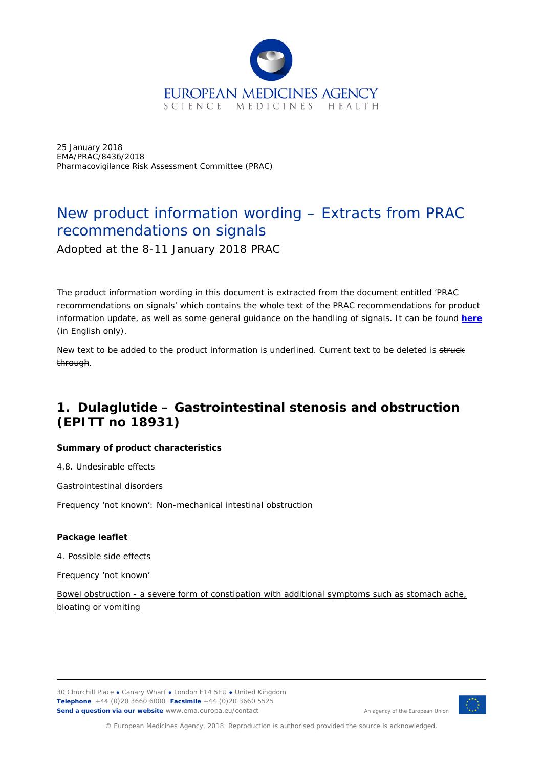25 January 2018
EMA/PRAC/8436/2018
Pharmacovigilance Risk Assessment Committee (PRAC)

# New product information wording – Extracts from PRAC recommendations on signals

Adopted at the 8-11 January 2018 PRAC

The product information wording in this document is extracted from the document entitled 'PRAC recommendations on signals' which contains the whole text of the PRAC recommendations for product information update, as well as some general guidance on the handling of signals. It can be found **here** (in English only).

New text to be added to the product information is <u>underlined</u>. Current text to be deleted is ~~struck through~~.

## 1. Dulaglutide – Gastrointestinal stenosis and obstruction (EPITT no 18931)

**Summary of product characteristics**

4.8. Undesirable effects

Gastrointestinal disorders

Frequency 'not known': <u>Non-mechanical intestinal obstruction</u>

**Package leaflet**

4. Possible side effects

Frequency 'not known'

<u>Bowel obstruction - a severe form of constipation with additional symptoms such as stomach ache, bloating or vomiting</u>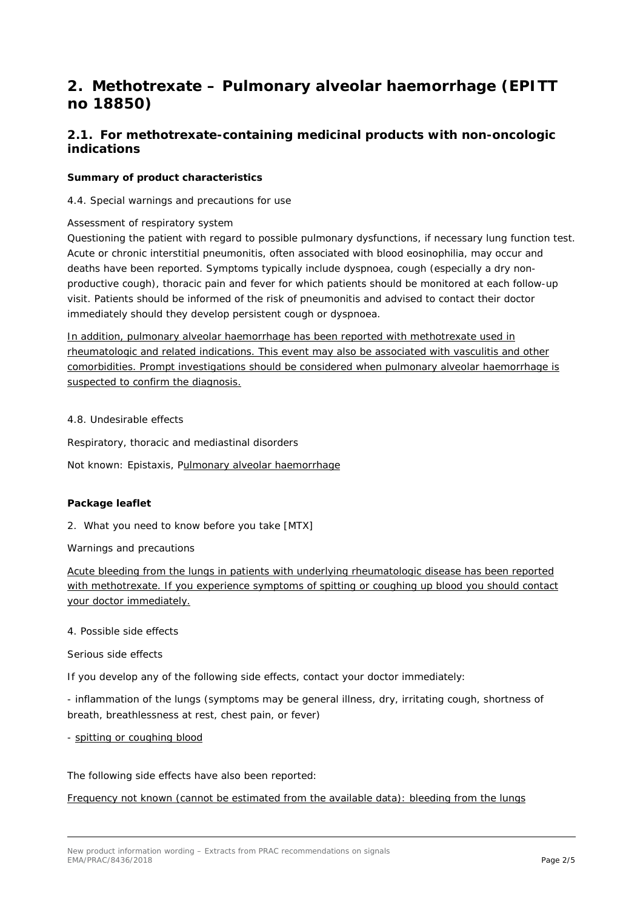# 2. Methotrexate – Pulmonary alveolar haemorrhage (EPITT no 18850)

## 2.1. For methotrexate-containing medicinal products with non-oncologic indications

**Summary of product characteristics**

4.4. Special warnings and precautions for use

Assessment of respiratory system

Questioning the patient with regard to possible pulmonary dysfunctions, if necessary lung function test. Acute or chronic interstitial pneumonitis, often associated with blood eosinophilia, may occur and deaths have been reported. Symptoms typically include dyspnoea, cough (especially a dry non-productive cough), thoracic pain and fever for which patients should be monitored at each follow-up visit. Patients should be informed of the risk of pneumonitis and advised to contact their doctor immediately should they develop persistent cough or dyspnoea.

<u>In addition, pulmonary alveolar haemorrhage has been reported with methotrexate used in rheumatologic and related indications. This event may also be associated with vasculitis and other comorbidities. Prompt investigations should be considered when pulmonary alveolar haemorrhage is suspected to confirm the diagnosis.</u>

4.8. Undesirable effects

Respiratory, thoracic and mediastinal disorders

Not known: Epistaxis, P<u>ulmonary alveolar haemorrhage</u>

**Package leaflet**

2. What you need to know before you take [MTX]

Warnings and precautions

<u>Acute bleeding from the lungs in patients with underlying rheumatologic disease has been reported with methotrexate. If you experience symptoms of spitting or coughing up blood you should contact your doctor immediately.</u>

4. Possible side effects

Serious side effects

If you develop any of the following side effects, contact your doctor immediately:

- inflammation of the lungs (symptoms may be general illness, dry, irritating cough, shortness of breath, breathlessness at rest, chest pain, or fever)

- <u>spitting or coughing blood</u>

The following side effects have also been reported:

<u>Frequency not known (cannot be estimated from the available data): bleeding from the lungs</u>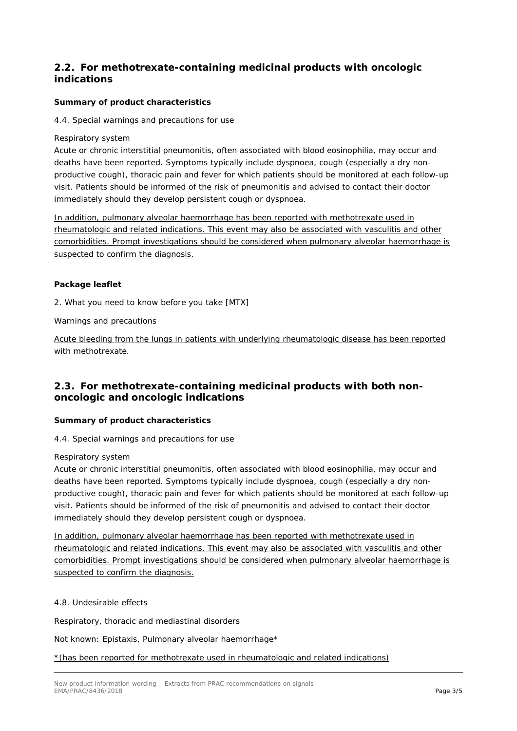## 2.2. For methotrexate-containing medicinal products with oncologic indications

**Summary of product characteristics**

4.4. Special warnings and precautions for use

Respiratory system

Acute or chronic interstitial pneumonitis, often associated with blood eosinophilia, may occur and deaths have been reported. Symptoms typically include dyspnoea, cough (especially a dry non-productive cough), thoracic pain and fever for which patients should be monitored at each follow-up visit. Patients should be informed of the risk of pneumonitis and advised to contact their doctor immediately should they develop persistent cough or dyspnoea.

<u>In addition, pulmonary alveolar haemorrhage has been reported with methotrexate used in rheumatologic and related indications. This event may also be associated with vasculitis and other comorbidities. Prompt investigations should be considered when pulmonary alveolar haemorrhage is suspected to confirm the diagnosis.</u>

**Package leaflet**

2. What you need to know before you take [MTX]

Warnings and precautions

<u>Acute bleeding from the lungs in patients with underlying rheumatologic disease has been reported with methotrexate.</u>

## 2.3. For methotrexate-containing medicinal products with both non-oncologic and oncologic indications

**Summary of product characteristics**

4.4. Special warnings and precautions for use

Respiratory system

Acute or chronic interstitial pneumonitis, often associated with blood eosinophilia, may occur and deaths have been reported. Symptoms typically include dyspnoea, cough (especially a dry non-productive cough), thoracic pain and fever for which patients should be monitored at each follow-up visit. Patients should be informed of the risk of pneumonitis and advised to contact their doctor immediately should they develop persistent cough or dyspnoea.

<u>In addition, pulmonary alveolar haemorrhage has been reported with methotrexate used in rheumatologic and related indications. This event may also be associated with vasculitis and other comorbidities. Prompt investigations should be considered when pulmonary alveolar haemorrhage is suspected to confirm the diagnosis.</u>

4.8. Undesirable effects

Respiratory, thoracic and mediastinal disorders

Not known: Epistaxis<u>, Pulmonary alveolar haemorrhage*</u>

<u>*(has been reported for methotrexate used in rheumatologic and related indications)</u>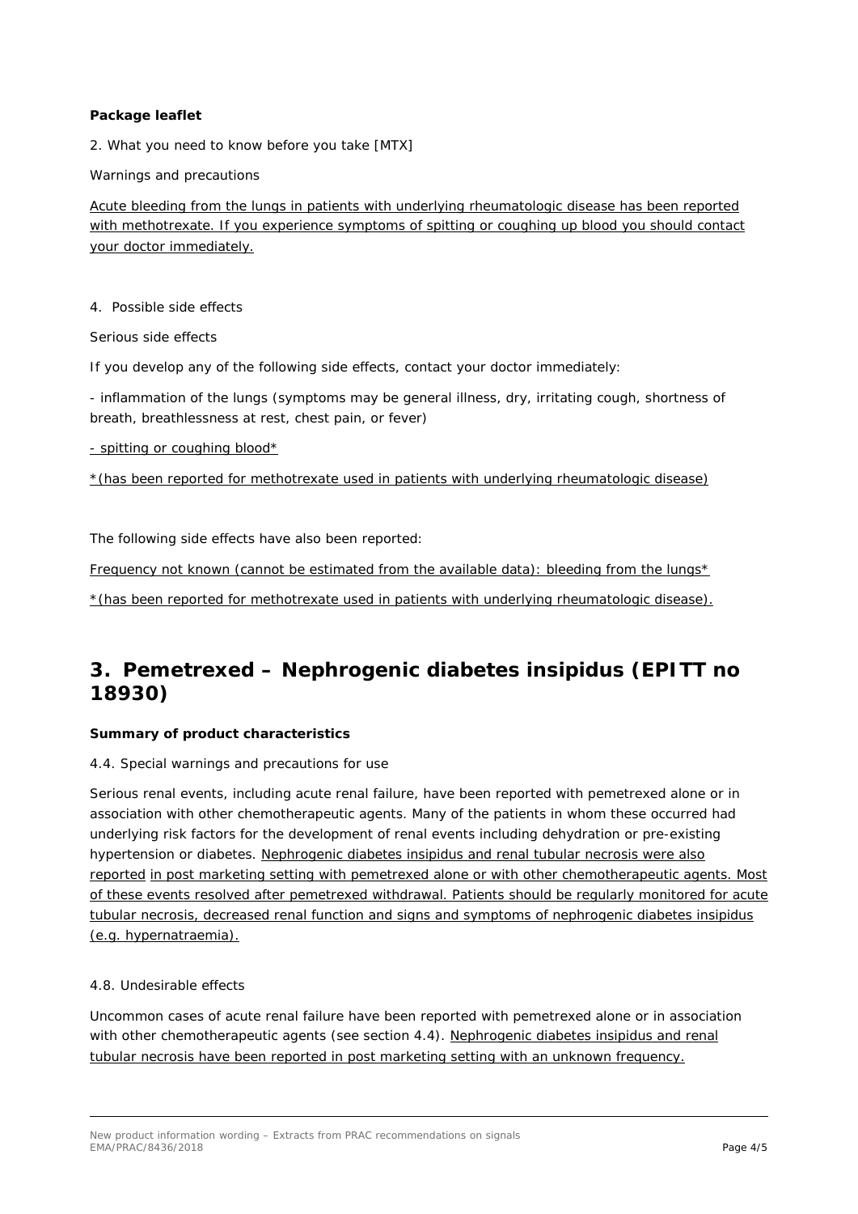**Package leaflet**

2. What you need to know before you take [MTX]

Warnings and precautions

Acute bleeding from the lungs in patients with underlying rheumatologic disease has been reported with methotrexate. If you experience symptoms of spitting or coughing up blood you should contact your doctor immediately.

4. Possible side effects

Serious side effects

If you develop any of the following side effects, contact your doctor immediately:

- inflammation of the lungs (symptoms may be general illness, dry, irritating cough, shortness of breath, breathlessness at rest, chest pain, or fever)

- spitting or coughing blood*

*(has been reported for methotrexate used in patients with underlying rheumatologic disease)

The following side effects have also been reported:

Frequency not known (cannot be estimated from the available data): bleeding from the lungs*

*(has been reported for methotrexate used in patients with underlying rheumatologic disease).

## 3. Pemetrexed – Nephrogenic diabetes insipidus (EPITT no 18930)

**Summary of product characteristics**

4.4. Special warnings and precautions for use

Serious renal events, including acute renal failure, have been reported with pemetrexed alone or in association with other chemotherapeutic agents. Many of the patients in whom these occurred had underlying risk factors for the development of renal events including dehydration or pre-existing hypertension or diabetes. Nephrogenic diabetes insipidus and renal tubular necrosis were also reported in post marketing setting with pemetrexed alone or with other chemotherapeutic agents. Most of these events resolved after pemetrexed withdrawal. Patients should be regularly monitored for acute tubular necrosis, decreased renal function and signs and symptoms of nephrogenic diabetes insipidus (e.g. hypernatraemia).

4.8. Undesirable effects

Uncommon cases of acute renal failure have been reported with pemetrexed alone or in association with other chemotherapeutic agents (see section 4.4). Nephrogenic diabetes insipidus and renal tubular necrosis have been reported in post marketing setting with an unknown frequency.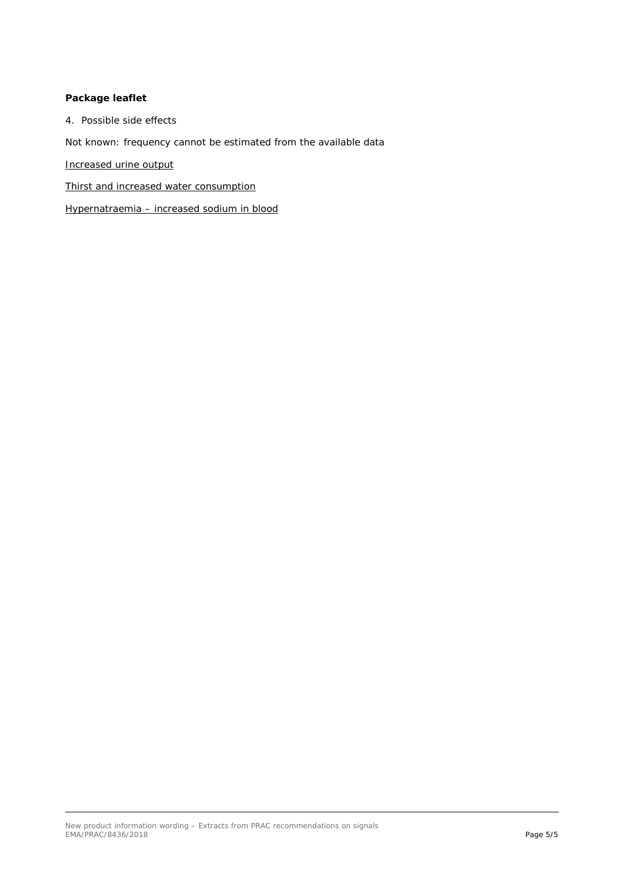**Package leaflet**

4. Possible side effects

Not known: frequency cannot be estimated from the available data

<u>Increased urine output</u>

<u>Thirst and increased water consumption</u>

<u>Hypernatraemia – increased sodium in blood</u>